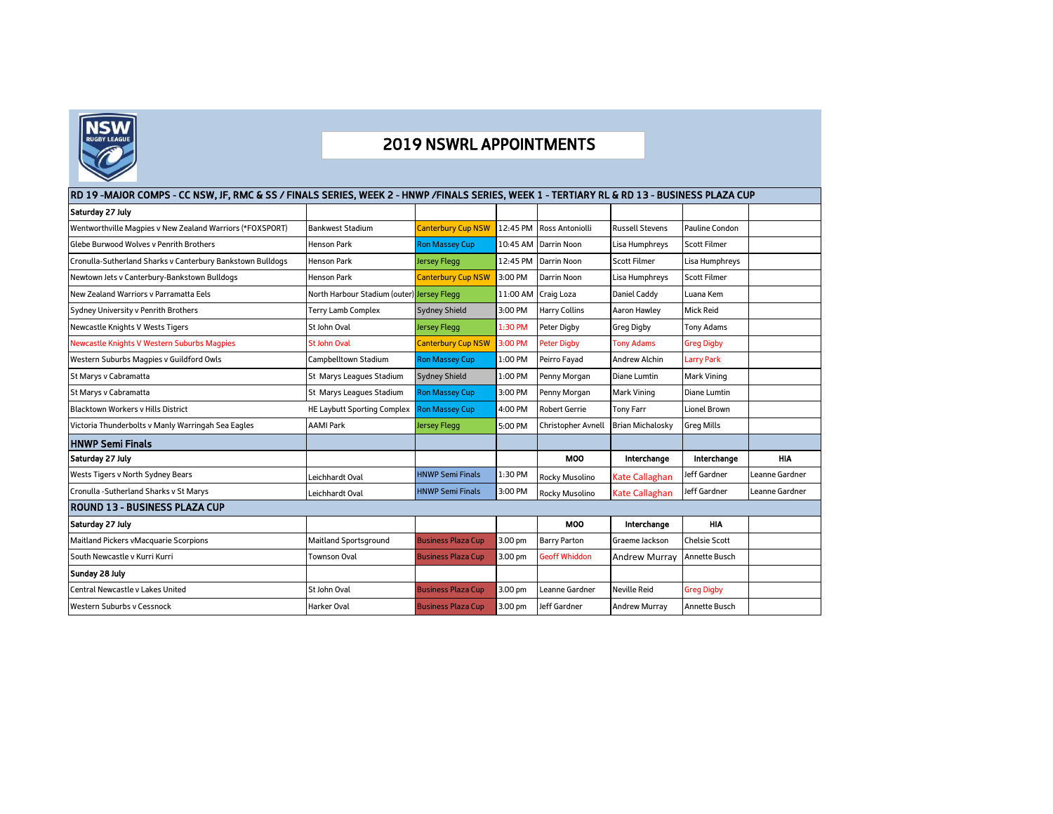# 2019 NSWRL APPOINTMENTS

| RD 19 -MAJOR COMPS - CC NSW, JF, RMC & SS / FINALS SERIES, WEEK 2 - HNWP /FINALS SERIES, WEEK 1 - TERTIARY RL & RD 13 - BUSINESS PLAZA CUP | | | | | | | |
|---|---|---|---|---|---|---|---|
| **Saturday 27 July** | | | | | | | |
| Wentworthville Magpies v New Zealand Warriors (*FOXSPORT) | Bankwest Stadium | Canterbury Cup NSW | 12:45 PM | Ross Antoniolli | Russell Stevens | Pauline Condon | |
| Glebe Burwood Wolves v Penrith Brothers | Henson Park | Ron Massey Cup | 10:45 AM | Darrin Noon | Lisa Humphreys | Scott Filmer | |
| Cronulla-Sutherland Sharks v Canterbury Bankstown Bulldogs | Henson Park | Jersey Flegg | 12:45 PM | Darrin Noon | Scott Filmer | Lisa Humphreys | |
| Newtown Jets v Canterbury-Bankstown Bulldogs | Henson Park | Canterbury Cup NSW | 3:00 PM | Darrin Noon | Lisa Humphreys | Scott Filmer | |
| New Zealand Warriors v Parramatta Eels | North Harbour Stadium (outer) | Jersey Flegg | 11:00 AM | Craig Loza | Daniel Caddy | Luana Kem | |
| Sydney University v Penrith Brothers | Terry Lamb Complex | Sydney Shield | 3:00 PM | Harry Collins | Aaron Hawley | Mick Reid | |
| Newcastle Knights V Wests Tigers | St John Oval | Jersey Flegg | 1:30 PM | Peter Digby | Greg Digby | Tony Adams | |
| Newcastle Knights V Western Suburbs Magpies | St John Oval | Canterbury Cup NSW | 3:00 PM | Peter Digby | Tony Adams | Greg Digby | |
| Western Suburbs Magpies v Guildford Owls | Campbelltown Stadium | Ron Massey Cup | 1:00 PM | Peirro Fayad | Andrew Alchin | Larry Park | |
| St Marys v Cabramatta | St Marys Leagues Stadium | Sydney Shield | 1:00 PM | Penny Morgan | Diane Lumtin | Mark Vining | |
| St Marys v Cabramatta | St Marys Leagues Stadium | Ron Massey Cup | 3:00 PM | Penny Morgan | Mark Vining | Diane Lumtin | |
| Blacktown Workers v Hills District | HE Laybutt Sporting Complex | Ron Massey Cup | 4:00 PM | Robert Gerrie | Tony Farr | Lionel Brown | |
| Victoria Thunderbolts v Manly Warringah Sea Eagles | AAMI Park | Jersey Flegg | 5:00 PM | Christopher Avnell | Brian Michalosky | Greg Mills | |
| **HNWP Semi Finals** | | | | | | | |
| **Saturday 27 July** | | | | **MOO** | **Interchange** | **Interchange** | **HIA** |
| Wests Tigers v North Sydney Bears | Leichhardt Oval | HNWP Semi Finals | 1:30 PM | Rocky Musolino | Kate Callaghan | Jeff Gardner | Leanne Gardner |
| Cronulla -Sutherland Sharks v St Marys | Leichhardt Oval | HNWP Semi Finals | 3:00 PM | Rocky Musolino | Kate Callaghan | Jeff Gardner | Leanne Gardner |
| **ROUND 13 - BUSINESS PLAZA CUP** | | | | | | | |
| **Saturday 27 July** | | | | **MOO** | **Interchange** | **HIA** | |
| Maitland Pickers vMacquarie Scorpions | Maitland Sportsground | Business Plaza Cup | 3.00 pm | Barry Parton | Graeme Jackson | Chelsie Scott | |
| South Newcastle v Kurri Kurri | Townson Oval | Business Plaza Cup | 3.00 pm | Geoff Whiddon | Andrew Murray | Annette Busch | |
| **Sunday 28 July** | | | | | | | |
| Central Newcastle v Lakes United | St John Oval | Business Plaza Cup | 3.00 pm | Leanne Gardner | Neville Reid | Greg Digby | |
| Western Suburbs v Cessnock | Harker Oval | Business Plaza Cup | 3.00 pm | Jeff Gardner | Andrew Murray | Annette Busch | |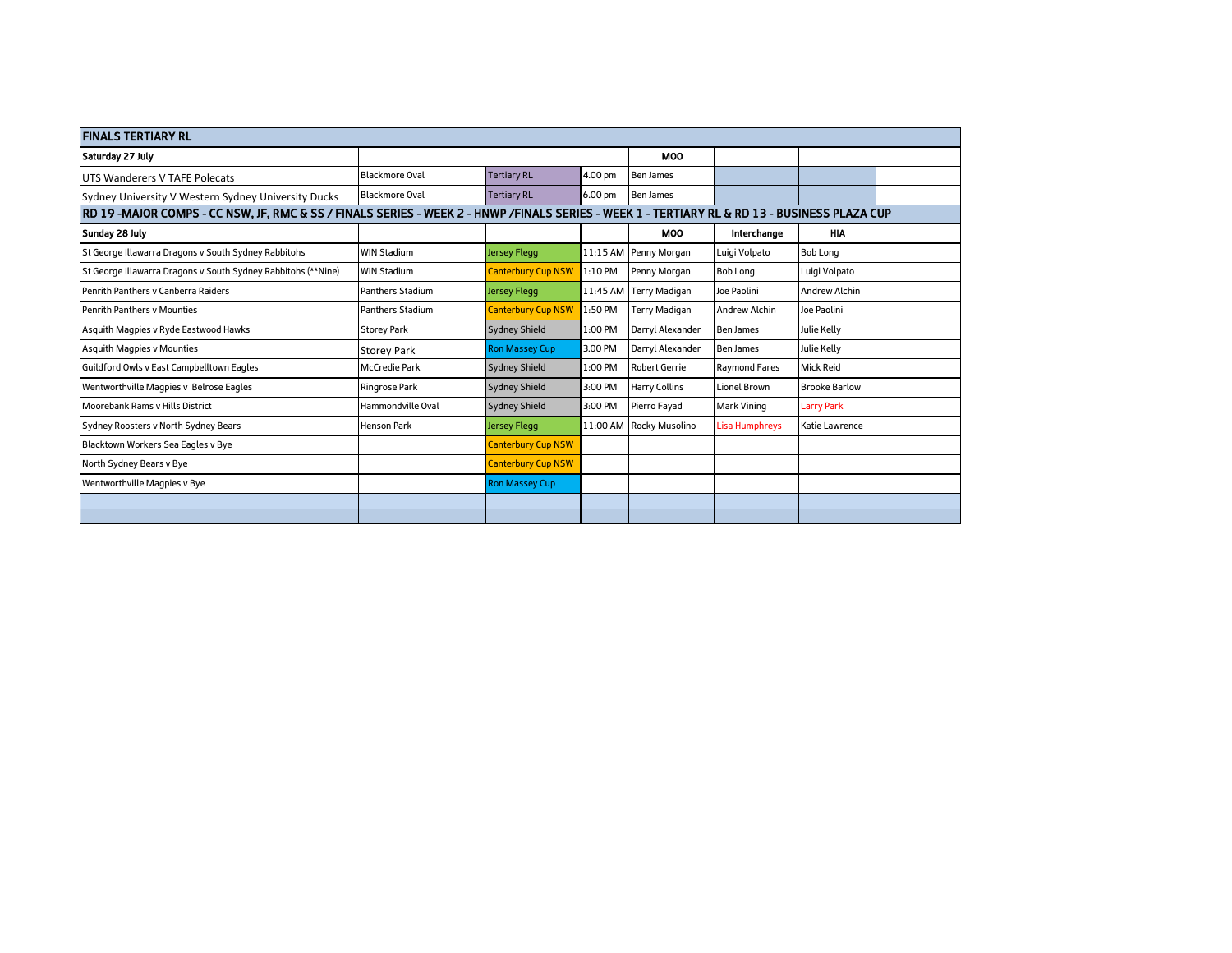| FINALS TERTIARY RL | | | | | | | |
|---|---|---|---|---|---|---|---|
| Saturday 27 July | | | | MOO | | | |
| UTS Wanderers V TAFE Polecats | Blackmore Oval | Tertiary RL | 4.00 pm | Ben James | | | |
| Sydney University V Western Sydney University Ducks | Blackmore Oval | Tertiary RL | 6.00 pm | Ben James | | | |
| RD 19 -MAJOR COMPS - CC NSW, JF, RMC & SS / FINALS SERIES - WEEK 2 - HNWP /FINALS SERIES - WEEK 1 - TERTIARY RL & RD 13 - BUSINESS PLAZA CUP | | | | | | | |
| Sunday 28 July | | | | MOO | Interchange | HIA | |
| St George Illawarra Dragons v South Sydney Rabbitohs | WIN Stadium | Jersey Flegg | 11:15 AM | Penny Morgan | Luigi Volpato | Bob Long | |
| St George Illawarra Dragons v South Sydney Rabbitohs (**Nine) | WIN Stadium | Canterbury Cup NSW | 1:10 PM | Penny Morgan | Bob Long | Luigi Volpato | |
| Penrith Panthers v Canberra Raiders | Panthers Stadium | Jersey Flegg | 11:45 AM | Terry Madigan | Joe Paolini | Andrew Alchin | |
| Penrith Panthers v Mounties | Panthers Stadium | Canterbury Cup NSW | 1:50 PM | Terry Madigan | Andrew Alchin | Joe Paolini | |
| Asquith Magpies v Ryde Eastwood Hawks | Storey Park | Sydney Shield | 1:00 PM | Darryl Alexander | Ben James | Julie Kelly | |
| Asquith Magpies v Mounties | Storey Park | Ron Massey Cup | 3.00 PM | Darryl Alexander | Ben James | Julie Kelly | |
| Guildford Owls v East Campbelltown Eagles | McCredie Park | Sydney Shield | 1:00 PM | Robert Gerrie | Raymond Fares | Mick Reid | |
| Wentworthville Magpies v Belrose Eagles | Ringrose Park | Sydney Shield | 3:00 PM | Harry Collins | Lionel Brown | Brooke Barlow | |
| Moorebank Rams v Hills District | Hammondville Oval | Sydney Shield | 3:00 PM | Pierro Fayad | Mark Vining | Larry Park | |
| Sydney Roosters v North Sydney Bears | Henson Park | Jersey Flegg | 11:00 AM | Rocky Musolino | Lisa Humphreys | Katie Lawrence | |
| Blacktown Workers Sea Eagles v Bye | | Canterbury Cup NSW | | | | | |
| North Sydney Bears v Bye | | Canterbury Cup NSW | | | | | |
| Wentworthville Magpies v Bye | | Ron Massey Cup | | | | | |